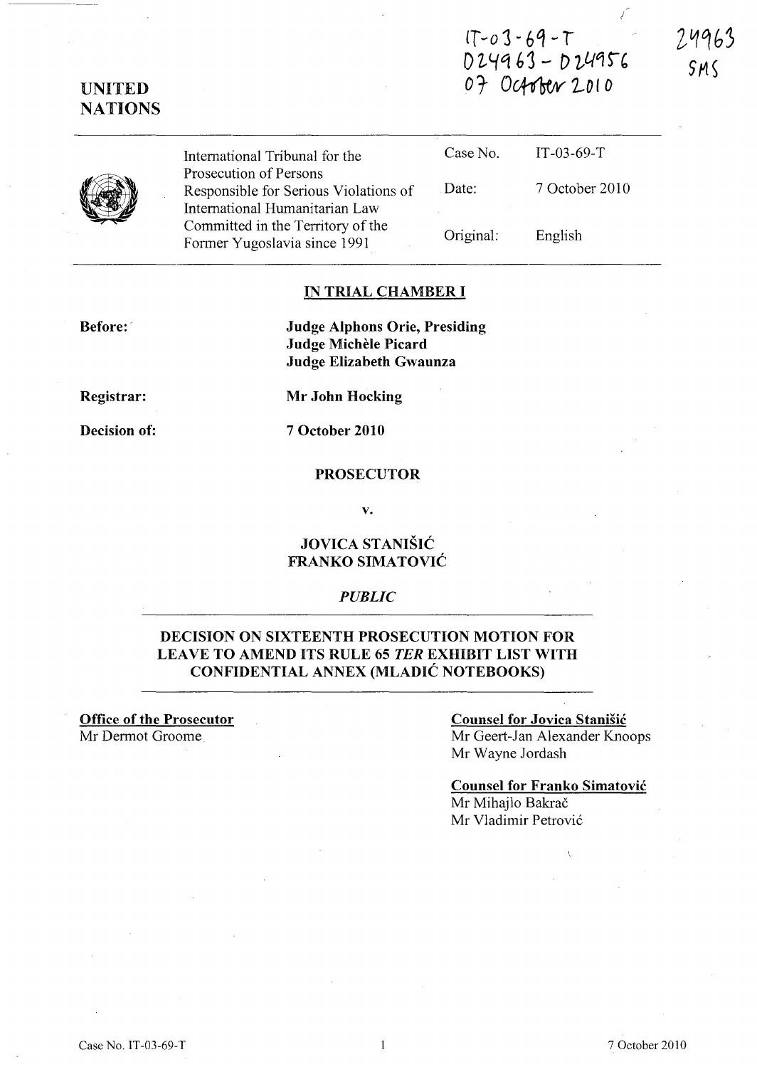IT-03-69-T
D24963 - D24956
07 October 2010

24963
SMS

UNITED NATIONS

| International Tribunal for the Prosecution of Persons Responsible for Serious Violations of International Humanitarian Law Committed in the Territory of the Former Yugoslavia since 1991 | Case No. | IT-03-69-T |
|---|---|---|
| | Date: | 7 October 2010 |
| | Original: | English |

**IN TRIAL CHAMBER I**

**Before:** **Judge Alphons Orie, Presiding**
**Judge Michèle Picard**
**Judge Elizabeth Gwaunza**

**Registrar:** **Mr John Hocking**

**Decision of:** **7 October 2010**

**PROSECUTOR**

**v.**

**JOVICA STANIŠIĆ**
**FRANKO SIMATOVIĆ**

***PUBLIC***

**DECISION ON SIXTEENTH PROSECUTION MOTION FOR LEAVE TO AMEND ITS RULE 65 *TER* EXHIBIT LIST WITH CONFIDENTIAL ANNEX (MLADIĆ NOTEBOOKS)**

**Office of the Prosecutor**
Mr Dermot Groome

**Counsel for Jovica Stanišić**
Mr Geert-Jan Alexander Knoops
Mr Wayne Jordash

**Counsel for Franko Simatović**
Mr Mihajlo Bakrač
Mr Vladimir Petrović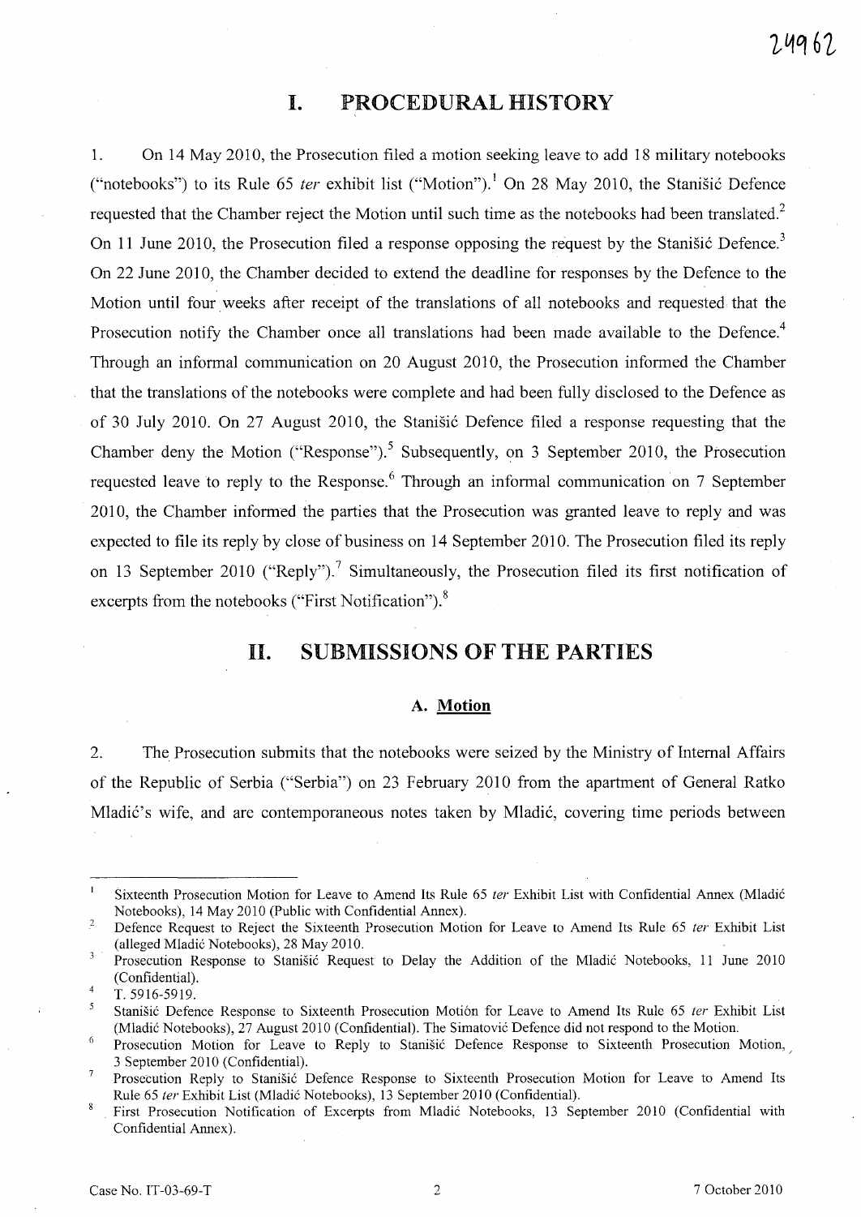# I. PROCEDURAL HISTORY

1. On 14 May 2010, the Prosecution filed a motion seeking leave to add 18 military notebooks ("notebooks") to its Rule 65 *ter* exhibit list ("Motion").[1] On 28 May 2010, the Stanišić Defence requested that the Chamber reject the Motion until such time as the notebooks had been translated.[2] On 11 June 2010, the Prosecution filed a response opposing the request by the Stanišić Defence.[3] On 22 June 2010, the Chamber decided to extend the deadline for responses by the Defence to the Motion until four weeks after receipt of the translations of all notebooks and requested that the Prosecution notify the Chamber once all translations had been made available to the Defence.[4] Through an informal communication on 20 August 2010, the Prosecution informed the Chamber that the translations of the notebooks were complete and had been fully disclosed to the Defence as of 30 July 2010. On 27 August 2010, the Stanišić Defence filed a response requesting that the Chamber deny the Motion ("Response").[5] Subsequently, on 3 September 2010, the Prosecution requested leave to reply to the Response.[6] Through an informal communication on 7 September 2010, the Chamber informed the parties that the Prosecution was granted leave to reply and was expected to file its reply by close of business on 14 September 2010. The Prosecution filed its reply on 13 September 2010 ("Reply").[7] Simultaneously, the Prosecution filed its first notification of excerpts from the notebooks ("First Notification").[8]

# II. SUBMISSIONS OF THE PARTIES

### A. Motion

2. The Prosecution submits that the notebooks were seized by the Ministry of Internal Affairs of the Republic of Serbia ("Serbia") on 23 February 2010 from the apartment of General Ratko Mladić's wife, and are contemporaneous notes taken by Mladić, covering time periods between

---

[1] Sixteenth Prosecution Motion for Leave to Amend Its Rule 65 *ter* Exhibit List with Confidential Annex (Mladić Notebooks), 14 May 2010 (Public with Confidential Annex).

[2] Defence Request to Reject the Sixteenth Prosecution Motion for Leave to Amend Its Rule 65 *ter* Exhibit List (alleged Mladić Notebooks), 28 May 2010.

[3] Prosecution Response to Stanišić Request to Delay the Addition of the Mladić Notebooks, 11 June 2010 (Confidential).

[4] T. 5916-5919.

[5] Stanišić Defence Response to Sixteenth Prosecution Motion for Leave to Amend Its Rule 65 *ter* Exhibit List (Mladić Notebooks), 27 August 2010 (Confidential). The Simatović Defence did not respond to the Motion.

[6] Prosecution Motion for Leave to Reply to Stanišić Defence Response to Sixteenth Prosecution Motion, 3 September 2010 (Confidential).

[7] Prosecution Reply to Stanišić Defence Response to Sixteenth Prosecution Motion for Leave to Amend Its Rule 65 *ter* Exhibit List (Mladić Notebooks), 13 September 2010 (Confidential).

[8] First Prosecution Notification of Excerpts from Mladić Notebooks, 13 September 2010 (Confidential with Confidential Annex).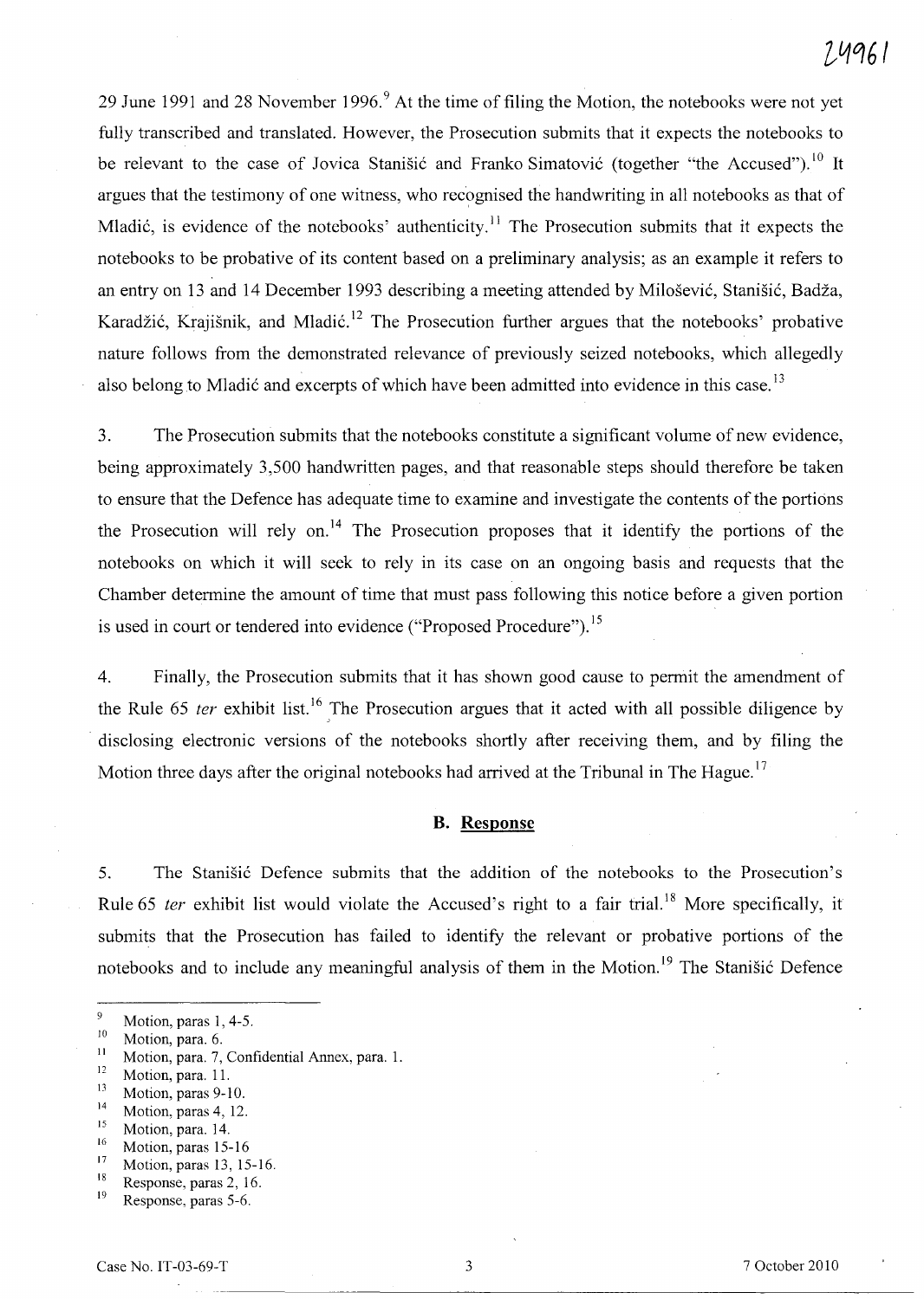29 June 1991 and 28 November 1996.[9] At the time of filing the Motion, the notebooks were not yet fully transcribed and translated. However, the Prosecution submits that it expects the notebooks to be relevant to the case of Jovica Stanišić and Franko Simatović (together "the Accused").[10] It argues that the testimony of one witness, who recognised the handwriting in all notebooks as that of Mladić, is evidence of the notebooks' authenticity.[11] The Prosecution submits that it expects the notebooks to be probative of its content based on a preliminary analysis; as an example it refers to an entry on 13 and 14 December 1993 describing a meeting attended by Milošević, Stanišić, Badža, Karadžić, Krajišnik, and Mladić.[12] The Prosecution further argues that the notebooks' probative nature follows from the demonstrated relevance of previously seized notebooks, which allegedly also belong to Mladić and excerpts of which have been admitted into evidence in this case.[13]

3. The Prosecution submits that the notebooks constitute a significant volume of new evidence, being approximately 3,500 handwritten pages, and that reasonable steps should therefore be taken to ensure that the Defence has adequate time to examine and investigate the contents of the portions the Prosecution will rely on.[14] The Prosecution proposes that it identify the portions of the notebooks on which it will seek to rely in its case on an ongoing basis and requests that the Chamber determine the amount of time that must pass following this notice before a given portion is used in court or tendered into evidence ("Proposed Procedure").[15]

4. Finally, the Prosecution submits that it has shown good cause to permit the amendment of the Rule 65 *ter* exhibit list.[16] The Prosecution argues that it acted with all possible diligence by disclosing electronic versions of the notebooks shortly after receiving them, and by filing the Motion three days after the original notebooks had arrived at the Tribunal in The Hague.[17]

### B. Response

5. The Stanišić Defence submits that the addition of the notebooks to the Prosecution's Rule 65 *ter* exhibit list would violate the Accused's right to a fair trial.[18] More specifically, it submits that the Prosecution has failed to identify the relevant or probative portions of the notebooks and to include any meaningful analysis of them in the Motion.[19] The Stanišić Defence

---

[9] Motion, paras 1, 4-5.
[10] Motion, para. 6.
[11] Motion, para. 7, Confidential Annex, para. 1.
[12] Motion, para. 11.
[13] Motion, paras 9-10.
[14] Motion, paras 4, 12.
[15] Motion, para. 14.
[16] Motion, paras 15-16
[17] Motion, paras 13, 15-16.
[18] Response, paras 2, 16.
[19] Response, paras 5-6.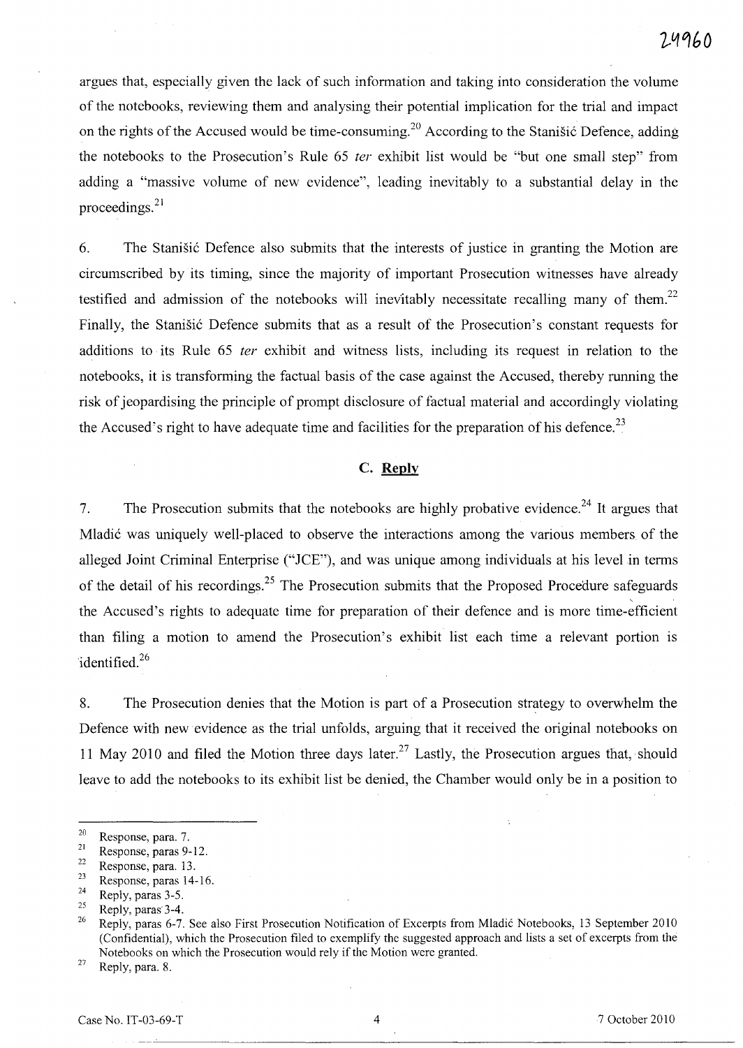argues that, especially given the lack of such information and taking into consideration the volume of the notebooks, reviewing them and analysing their potential implication for the trial and impact on the rights of the Accused would be time-consuming.[20] According to the Stanišić Defence, adding the notebooks to the Prosecution's Rule 65 *ter* exhibit list would be "but one small step" from adding a "massive volume of new evidence", leading inevitably to a substantial delay in the proceedings.[21]

6. The Stanišić Defence also submits that the interests of justice in granting the Motion are circumscribed by its timing, since the majority of important Prosecution witnesses have already testified and admission of the notebooks will inevitably necessitate recalling many of them.[22] Finally, the Stanišić Defence submits that as a result of the Prosecution's constant requests for additions to its Rule 65 *ter* exhibit and witness lists, including its request in relation to the notebooks, it is transforming the factual basis of the case against the Accused, thereby running the risk of jeopardising the principle of prompt disclosure of factual material and accordingly violating the Accused's right to have adequate time and facilities for the preparation of his defence.[23]

## C. Reply

7. The Prosecution submits that the notebooks are highly probative evidence.[24] It argues that Mladić was uniquely well-placed to observe the interactions among the various members of the alleged Joint Criminal Enterprise ("JCE"), and was unique among individuals at his level in terms of the detail of his recordings.[25] The Prosecution submits that the Proposed Procedure safeguards the Accused's rights to adequate time for preparation of their defence and is more time-efficient than filing a motion to amend the Prosecution's exhibit list each time a relevant portion is identified.[26]

8. The Prosecution denies that the Motion is part of a Prosecution strategy to overwhelm the Defence with new evidence as the trial unfolds, arguing that it received the original notebooks on 11 May 2010 and filed the Motion three days later.[27] Lastly, the Prosecution argues that, should leave to add the notebooks to its exhibit list be denied, the Chamber would only be in a position to

---

[20] Response, para. 7.

[21] Response, paras 9-12.

[22] Response, para. 13.

[23] Response, paras 14-16.

[24] Reply, paras 3-5.

[25] Reply, paras 3-4.

[26] Reply, paras 6-7. See also First Prosecution Notification of Excerpts from Mladić Notebooks, 13 September 2010 (Confidential), which the Prosecution filed to exemplify the suggested approach and lists a set of excerpts from the Notebooks on which the Prosecution would rely if the Motion were granted.

[27] Reply, para. 8.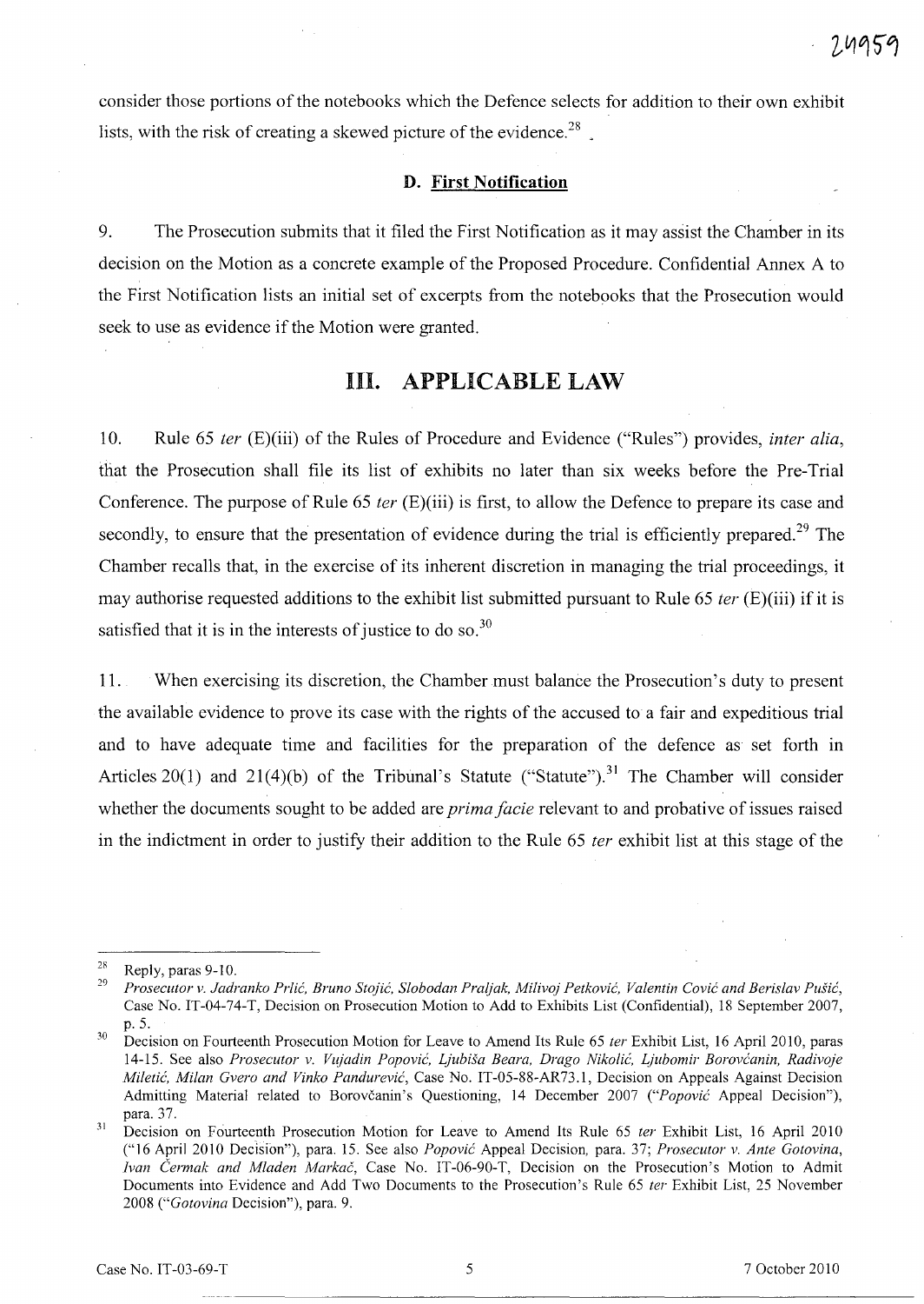consider those portions of the notebooks which the Defence selects for addition to their own exhibit lists, with the risk of creating a skewed picture of the evidence.[28]

### D. First Notification

9. The Prosecution submits that it filed the First Notification as it may assist the Chamber in its decision on the Motion as a concrete example of the Proposed Procedure. Confidential Annex A to the First Notification lists an initial set of excerpts from the notebooks that the Prosecution would seek to use as evidence if the Motion were granted.

## III. APPLICABLE LAW

10. Rule 65 *ter* (E)(iii) of the Rules of Procedure and Evidence ("Rules") provides, *inter alia*, that the Prosecution shall file its list of exhibits no later than six weeks before the Pre-Trial Conference. The purpose of Rule 65 *ter* (E)(iii) is first, to allow the Defence to prepare its case and secondly, to ensure that the presentation of evidence during the trial is efficiently prepared.[29] The Chamber recalls that, in the exercise of its inherent discretion in managing the trial proceedings, it may authorise requested additions to the exhibit list submitted pursuant to Rule 65 *ter* (E)(iii) if it is satisfied that it is in the interests of justice to do so.[30]

11. When exercising its discretion, the Chamber must balance the Prosecution's duty to present the available evidence to prove its case with the rights of the accused to a fair and expeditious trial and to have adequate time and facilities for the preparation of the defence as set forth in Articles 20(1) and 21(4)(b) of the Tribunal's Statute ("Statute").[31] The Chamber will consider whether the documents sought to be added are *prima facie* relevant to and probative of issues raised in the indictment in order to justify their addition to the Rule 65 *ter* exhibit list at this stage of the

---

[28] Reply, paras 9-10.

[29] *Prosecutor v. Jadranko Prlić, Bruno Stojić, Slobodan Praljak, Milivoj Petković, Valentin Ćorić and Berislav Pušić*, Case No. IT-04-74-T, Decision on Prosecution Motion to Add to Exhibits List (Confidential), 18 September 2007, p. 5.

[30] Decision on Fourteenth Prosecution Motion for Leave to Amend Its Rule 65 *ter* Exhibit List, 16 April 2010, paras 14-15. See also *Prosecutor v. Vujadin Popović, Ljubiša Beara, Drago Nikolić, Ljubomir Borovčanin, Radivoje Miletić, Milan Gvero and Vinko Pandurević*, Case No. IT-05-88-AR73.1, Decision on Appeals Against Decision Admitting Material related to Borovčanin's Questioning, 14 December 2007 ("*Popović* Appeal Decision"), para. 37.

[31] Decision on Fourteenth Prosecution Motion for Leave to Amend Its Rule 65 *ter* Exhibit List, 16 April 2010 ("16 April 2010 Decision"), para. 15. See also *Popović* Appeal Decision, para. 37; *Prosecutor v. Ante Gotovina, Ivan Čermak and Mladen Markač*, Case No. IT-06-90-T, Decision on the Prosecution's Motion to Admit Documents into Evidence and Add Two Documents to the Prosecution's Rule 65 *ter* Exhibit List, 25 November 2008 ("*Gotovina* Decision"), para. 9.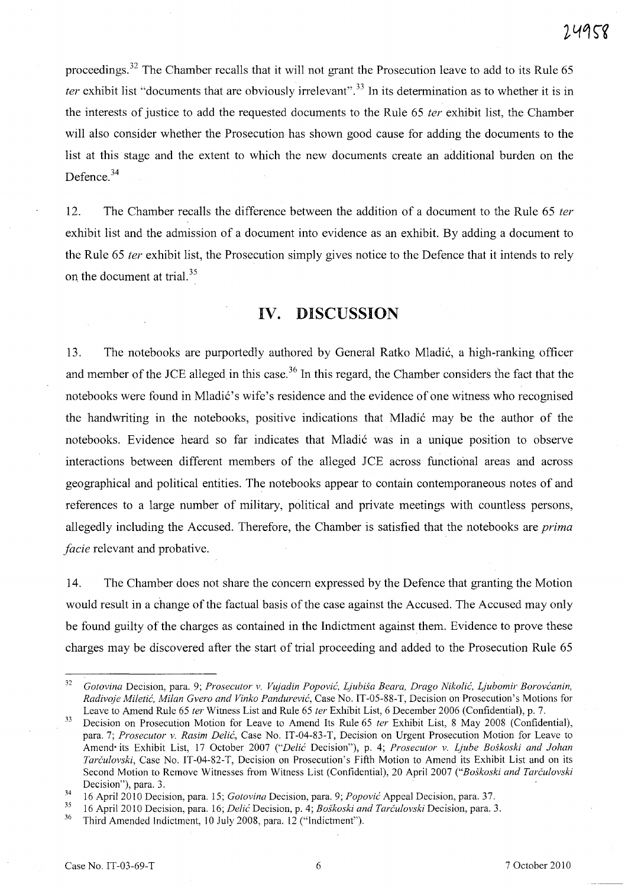proceedings.[32] The Chamber recalls that it will not grant the Prosecution leave to add to its Rule 65 *ter* exhibit list "documents that are obviously irrelevant".[33] In its determination as to whether it is in the interests of justice to add the requested documents to the Rule 65 *ter* exhibit list, the Chamber will also consider whether the Prosecution has shown good cause for adding the documents to the list at this stage and the extent to which the new documents create an additional burden on the Defence.[34]

12. The Chamber recalls the difference between the addition of a document to the Rule 65 *ter* exhibit list and the admission of a document into evidence as an exhibit. By adding a document to the Rule 65 *ter* exhibit list, the Prosecution simply gives notice to the Defence that it intends to rely on the document at trial.[35]

# IV. DISCUSSION

13. The notebooks are purportedly authored by General Ratko Mladić, a high-ranking officer and member of the JCE alleged in this case.[36] In this regard, the Chamber considers the fact that the notebooks were found in Mladić's wife's residence and the evidence of one witness who recognised the handwriting in the notebooks, positive indications that Mladić may be the author of the notebooks. Evidence heard so far indicates that Mladić was in a unique position to observe interactions between different members of the alleged JCE across functional areas and across geographical and political entities. The notebooks appear to contain contemporaneous notes of and references to a large number of military, political and private meetings with countless persons, allegedly including the Accused. Therefore, the Chamber is satisfied that the notebooks are *prima facie* relevant and probative.

14. The Chamber does not share the concern expressed by the Defence that granting the Motion would result in a change of the factual basis of the case against the Accused. The Accused may only be found guilty of the charges as contained in the Indictment against them. Evidence to prove these charges may be discovered after the start of trial proceeding and added to the Prosecution Rule 65

---

[32] *Gotovina* Decision, para. 9; *Prosecutor v. Vujadin Popović, Ljubiša Beara, Drago Nikolić, Ljubomir Borovčanin, Radivoje Miletić, Milan Gvero and Vinko Pandurević*, Case No. IT-05-88-T, Decision on Prosecution's Motions for Leave to Amend Rule 65 *ter* Witness List and Rule 65 *ter* Exhibit List, 6 December 2006 (Confidential), p. 7.

[33] Decision on Prosecution Motion for Leave to Amend Its Rule 65 *ter* Exhibit List, 8 May 2008 (Confidential), para. 7; *Prosecutor v. Rasim Delić*, Case No. IT-04-83-T, Decision on Urgent Prosecution Motion for Leave to Amend its Exhibit List, 17 October 2007 ("*Delić* Decision"), p. 4; *Prosecutor v. Ljube Boškoski and Johan Tarčulovski*, Case No. IT-04-82-T, Decision on Prosecution's Fifth Motion to Amend its Exhibit List and on its Second Motion to Remove Witnesses from Witness List (Confidential), 20 April 2007 ("*Boškoski and Tarčulovski* Decision"), para. 3.

[34] 16 April 2010 Decision, para. 15; *Gotovina* Decision, para. 9; *Popović* Appeal Decision, para. 37.

[35] 16 April 2010 Decision, para. 16; *Delić* Decision, p. 4; *Boškoski and Tarčulovski* Decision, para. 3.

[36] Third Amended Indictment, 10 July 2008, para. 12 ("Indictment").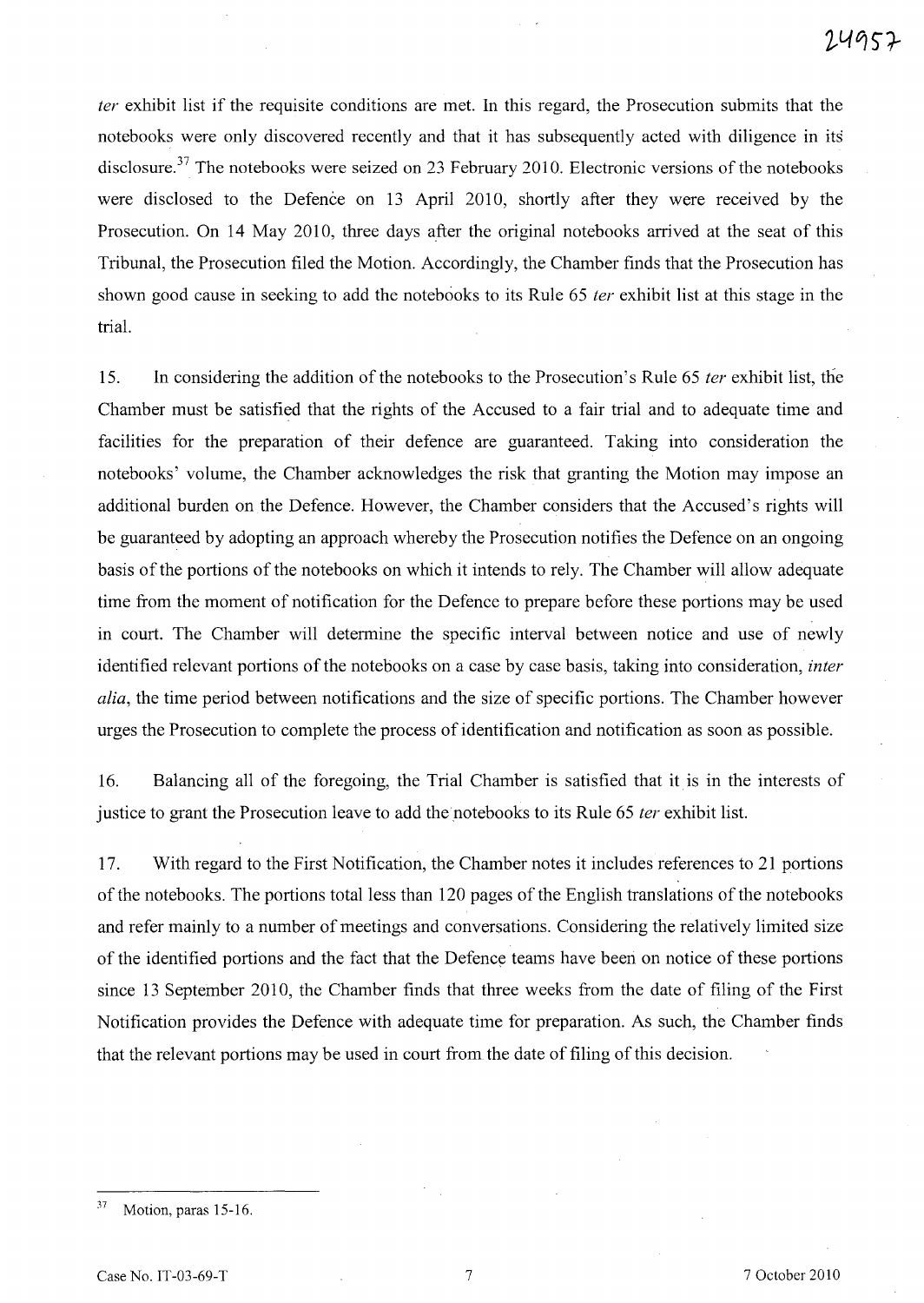*ter* exhibit list if the requisite conditions are met. In this regard, the Prosecution submits that the notebooks were only discovered recently and that it has subsequently acted with diligence in its disclosure.[37] The notebooks were seized on 23 February 2010. Electronic versions of the notebooks were disclosed to the Defence on 13 April 2010, shortly after they were received by the Prosecution. On 14 May 2010, three days after the original notebooks arrived at the seat of this Tribunal, the Prosecution filed the Motion. Accordingly, the Chamber finds that the Prosecution has shown good cause in seeking to add the notebooks to its Rule 65 *ter* exhibit list at this stage in the trial.

15. In considering the addition of the notebooks to the Prosecution's Rule 65 *ter* exhibit list, the Chamber must be satisfied that the rights of the Accused to a fair trial and to adequate time and facilities for the preparation of their defence are guaranteed. Taking into consideration the notebooks' volume, the Chamber acknowledges the risk that granting the Motion may impose an additional burden on the Defence. However, the Chamber considers that the Accused's rights will be guaranteed by adopting an approach whereby the Prosecution notifies the Defence on an ongoing basis of the portions of the notebooks on which it intends to rely. The Chamber will allow adequate time from the moment of notification for the Defence to prepare before these portions may be used in court. The Chamber will determine the specific interval between notice and use of newly identified relevant portions of the notebooks on a case by case basis, taking into consideration, *inter alia*, the time period between notifications and the size of specific portions. The Chamber however urges the Prosecution to complete the process of identification and notification as soon as possible.

16. Balancing all of the foregoing, the Trial Chamber is satisfied that it is in the interests of justice to grant the Prosecution leave to add the notebooks to its Rule 65 *ter* exhibit list.

17. With regard to the First Notification, the Chamber notes it includes references to 21 portions of the notebooks. The portions total less than 120 pages of the English translations of the notebooks and refer mainly to a number of meetings and conversations. Considering the relatively limited size of the identified portions and the fact that the Defence teams have been on notice of these portions since 13 September 2010, the Chamber finds that three weeks from the date of filing of the First Notification provides the Defence with adequate time for preparation. As such, the Chamber finds that the relevant portions may be used in court from the date of filing of this decision.

---

[37] Motion, paras 15-16.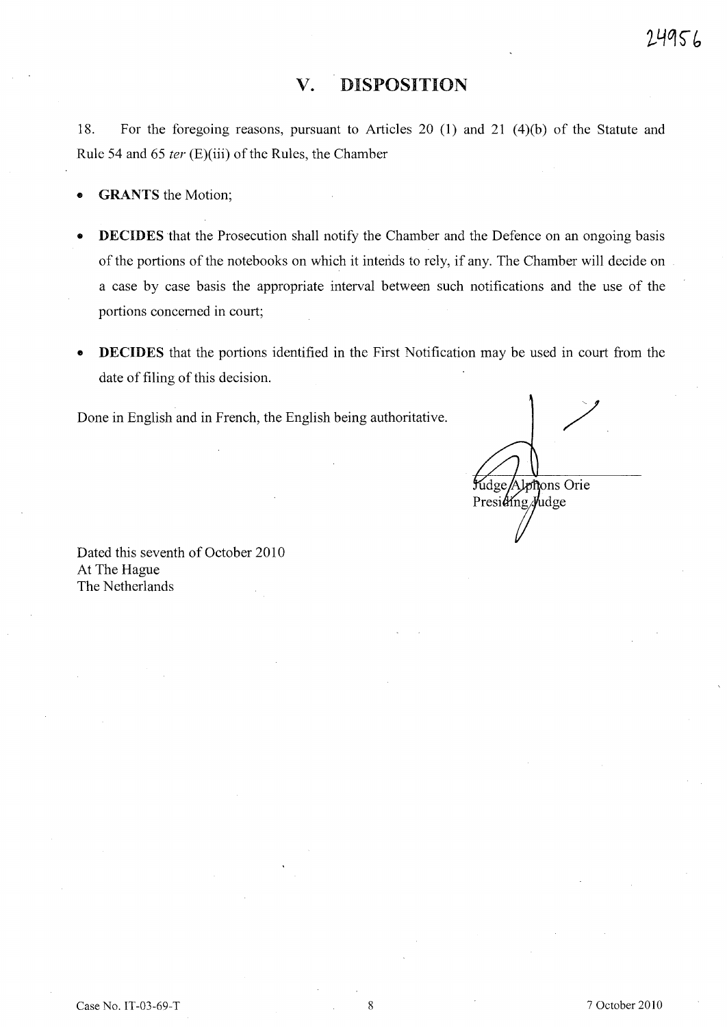## V. DISPOSITION

18. For the foregoing reasons, pursuant to Articles 20 (1) and 21 (4)(b) of the Statute and Rule 54 and 65 *ter* (E)(iii) of the Rules, the Chamber

- **GRANTS** the Motion;
- **DECIDES** that the Prosecution shall notify the Chamber and the Defence on an ongoing basis of the portions of the notebooks on which it intends to rely, if any. The Chamber will decide on a case by case basis the appropriate interval between such notifications and the use of the portions concerned in court;
- **DECIDES** that the portions identified in the First Notification may be used in court from the date of filing of this decision.

Done in English and in French, the English being authoritative.

Judge Alphons Orie
Presiding Judge

Dated this seventh of October 2010
At The Hague
The Netherlands